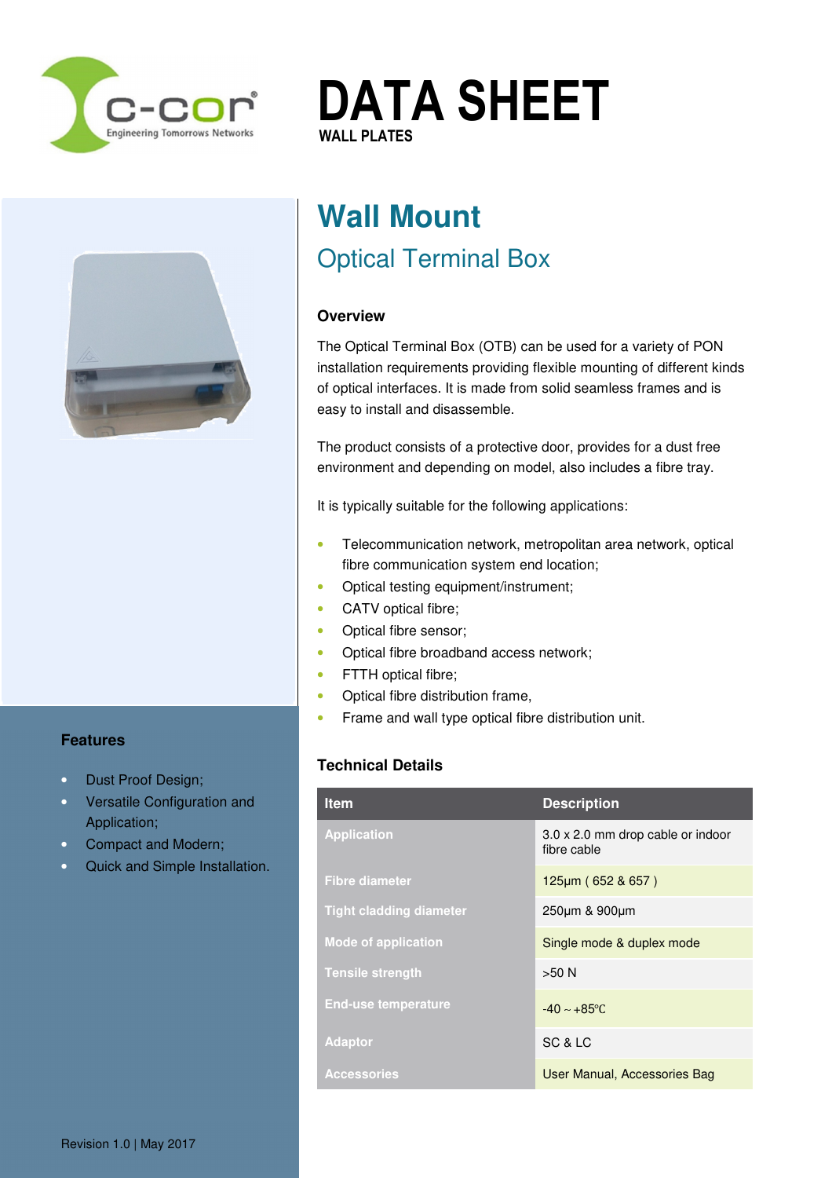# DATA SHEET

WALL PLATES

## Wall Mount

### Optical Terminal Box

#### Overview

The Optical Terminal Box (OTB) can be used for a variety of PON installation requirements providing flexible mounting of different kinds of optical interfaces. It is made from solid seamless frames and is easy to install and disassemble.

The product consists of a protective door, provides for a dust free environment and depending on model, also includes a fibre tray.

It is typically suitable for the following applications:

- Telecommunication network, metropolitan area network, optical fibre communication system end location;
- Optical testing equipment/instrument;
- CATV optical fibre;
- Optical fibre sensor;
- Optical fibre broadband access network;
- FTTH optical fibre;
- Optical fibre distribution frame,
- Frame and wall type optical fibre distribution unit.

#### Technical Details

| Item | Description |
| --- | --- |
| Application | 3.0 x 2.0 mm drop cable or indoor fibre cable |
| Fibre diameter | 125µm ( 652 & 657 ) |
| Tight cladding diameter | 250µm & 900µm |
| Mode of application | Single mode & duplex mode |
| Tensile strength | >50 N |
| End-use temperature | -40 ~ +85℃ |
| Adaptor | SC & LC |
| Accessories | User Manual, Accessories Bag |

#### Features

- Dust Proof Design;
- Versatile Configuration and Application;
- Compact and Modern;
- Quick and Simple Installation.

Revision 1.0 | May 2017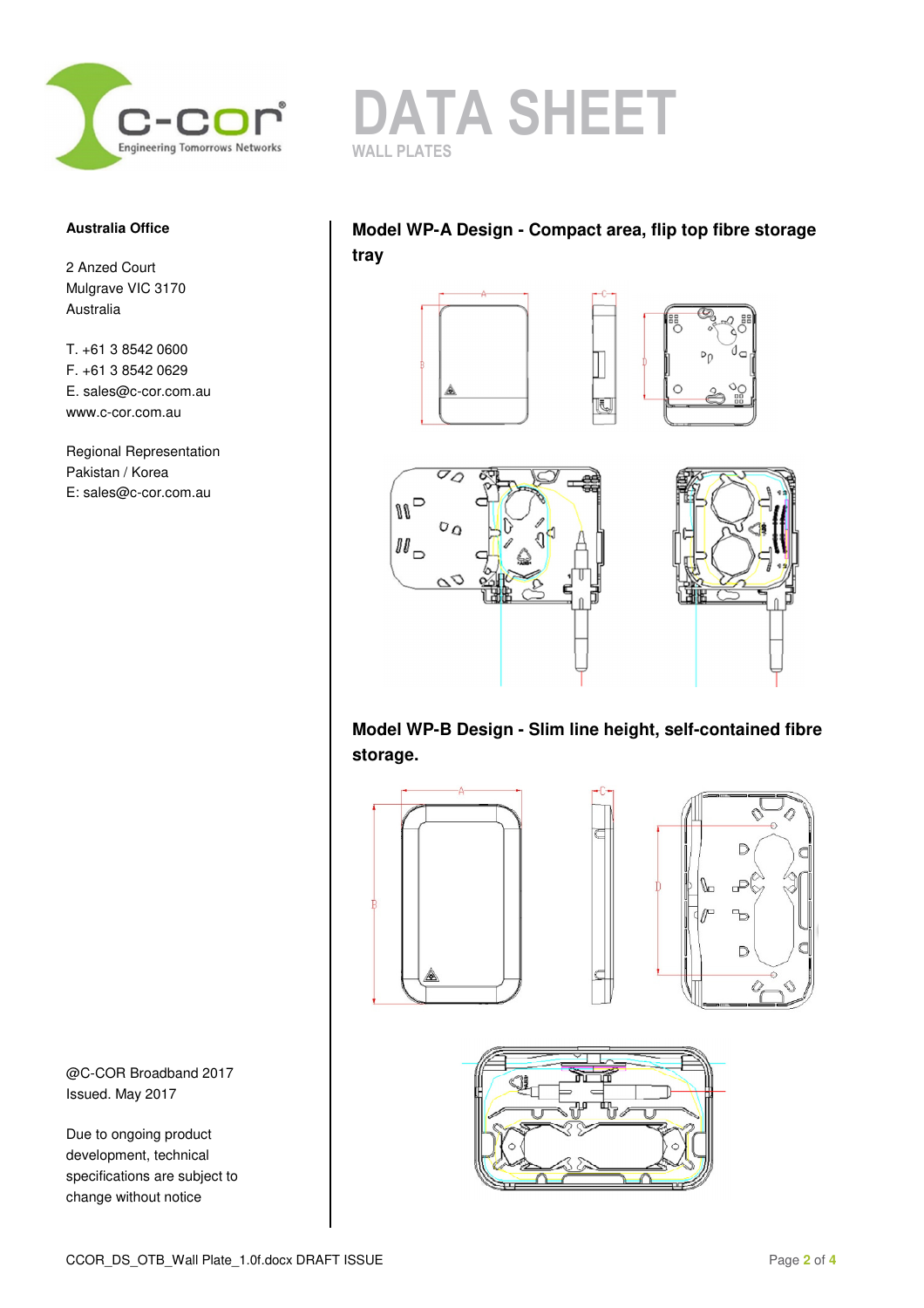# DATA SHEET

WALL PLATES

**Australia Office**

2 Anzed Court
Mulgrave VIC 3170
Australia

T. +61 3 8542 0600
F. +61 3 8542 0629
E. sales@c-cor.com.au
www.c-cor.com.au

Regional Representation
Pakistan / Korea
E: sales@c-cor.com.au

## Model WP-A Design - Compact area, flip top fibre storage tray

## Model WP-B Design - Slim line height, self-contained fibre storage.

@C-COR Broadband 2017
Issued. May 2017

Due to ongoing product development, technical specifications are subject to change without notice

CCOR_DS_OTB_Wall Plate_1.0f.docx DRAFT ISSUE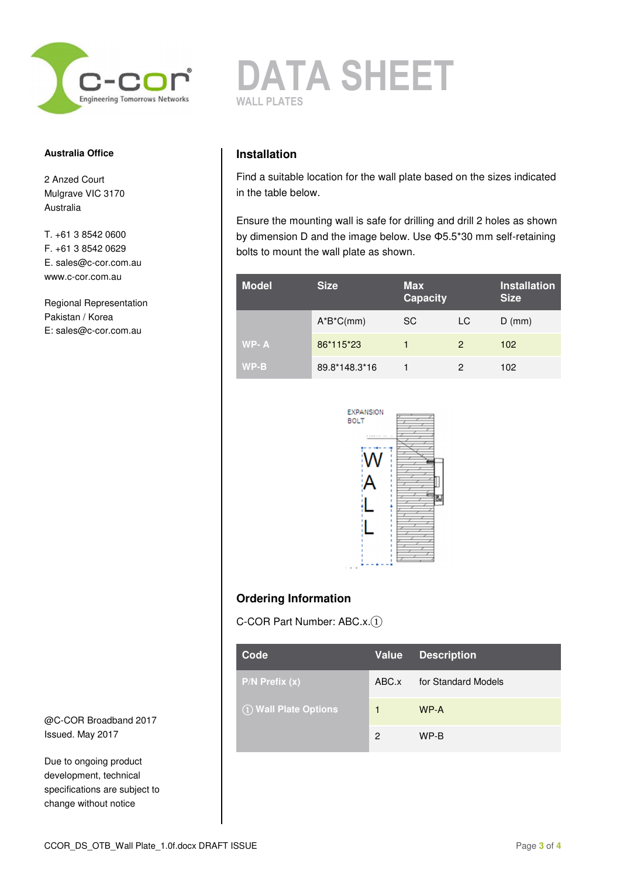# DATA SHEET

WALL PLATES

**Australia Office**

2 Anzed Court
Mulgrave VIC 3170
Australia

T. +61 3 8542 0600
F. +61 3 8542 0629
E. sales@c-cor.com.au
www.c-cor.com.au

Regional Representation
Pakistan / Korea
E: sales@c-cor.com.au

## Installation

Find a suitable location for the wall plate based on the sizes indicated in the table below.

Ensure the mounting wall is safe for drilling and drill 2 holes as shown by dimension D and the image below. Use Φ5.5*30 mm self-retaining bolts to mount the wall plate as shown.

| Model | Size | Max Capacity | | Installation Size |
|---|---|---|---|---|
| | A*B*C(mm) | SC | LC | D (mm) |
| WP- A | 86*115*23 | 1 | 2 | 102 |
| WP-B | 89.8*148.3*16 | 1 | 2 | 102 |

EXPANSION BOLT

WALL

## Ordering Information

C-COR Part Number: ABC.x.①

| Code | Value | Description |
|---|---|---|
| P/N Prefix (x) | ABC.x | for Standard Models |
| ① Wall Plate Options | 1 | WP-A |
| | 2 | WP-B |

@C-COR Broadband 2017
Issued. May 2017

Due to ongoing product development, technical specifications are subject to change without notice

CCOR_DS_OTB_Wall Plate_1.0f.docx DRAFT ISSUE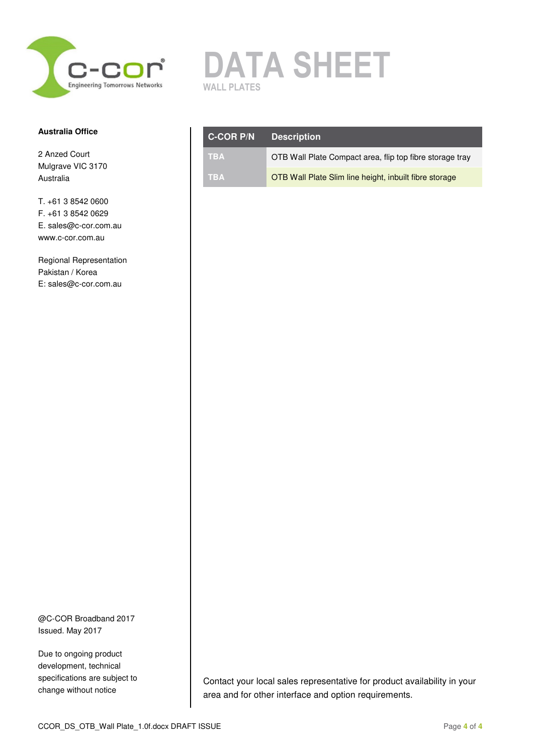# DATA SHEET

WALL PLATES

**Australia Office**

2 Anzed Court
Mulgrave VIC 3170
Australia

T. +61 3 8542 0600
F. +61 3 8542 0629
E. sales@c-cor.com.au
www.c-cor.com.au

Regional Representation
Pakistan / Korea
E: sales@c-cor.com.au

| C-COR P/N | Description |
|---|---|
| TBA | OTB Wall Plate Compact area, flip top fibre storage tray |
| TBA | OTB Wall Plate Slim line height, inbuilt fibre storage |

@C-COR Broadband 2017
Issued. May 2017

Due to ongoing product development, technical specifications are subject to change without notice

Contact your local sales representative for product availability in your area and for other interface and option requirements.

CCOR_DS_OTB_Wall Plate_1.0f.docx DRAFT ISSUE